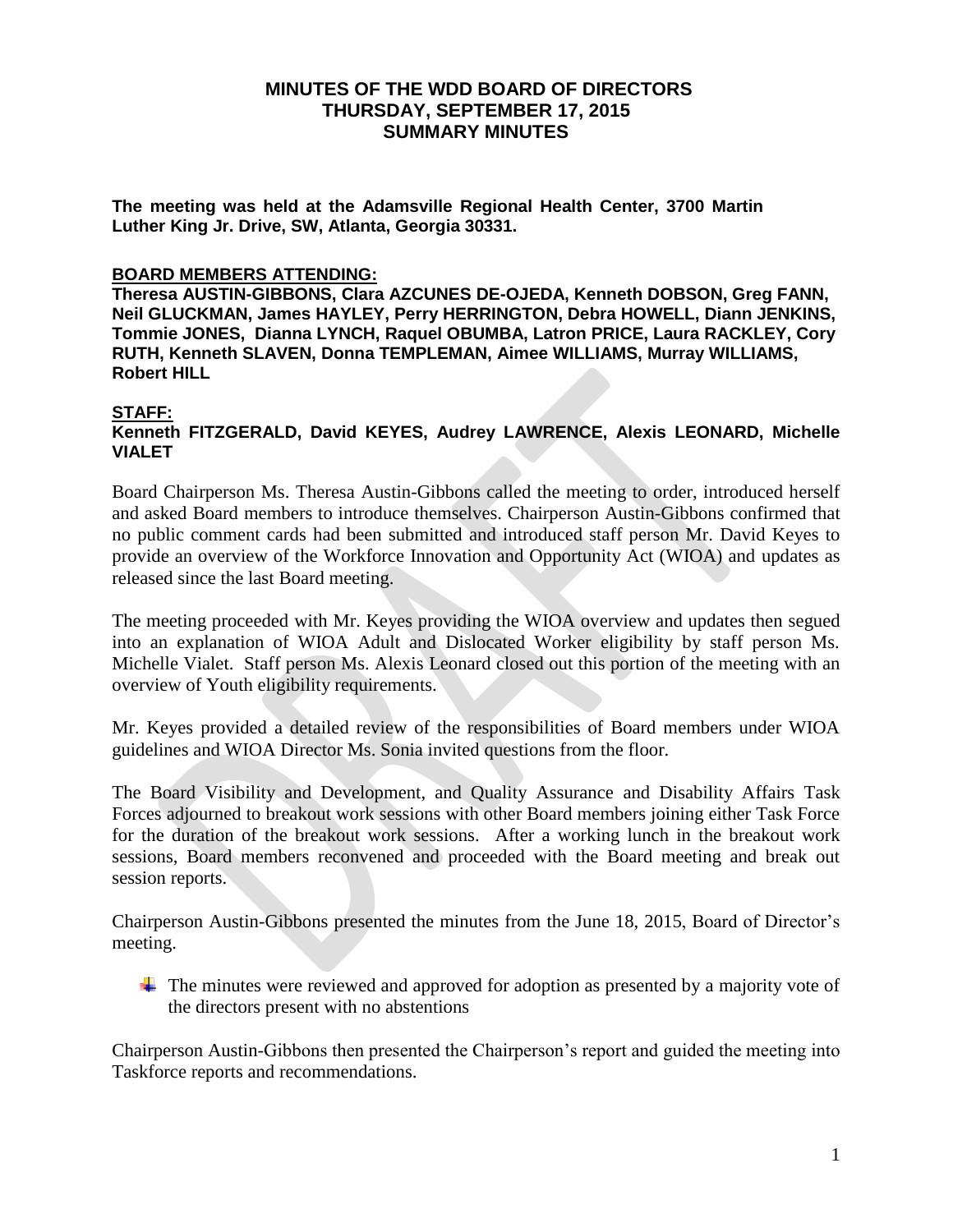# MINUTES OF THE WDD BOARD OF DIRECTORS
## THURSDAY, SEPTEMBER 17, 2015
## SUMMARY MINUTES

**The meeting was held at the Adamsville Regional Health Center, 3700 Martin Luther King Jr. Drive, SW, Atlanta, Georgia 30331.**

**BOARD MEMBERS ATTENDING:**

**Theresa AUSTIN-GIBBONS, Clara AZCUNES DE-OJEDA, Kenneth DOBSON, Greg FANN, Neil GLUCKMAN, James HAYLEY, Perry HERRINGTON, Debra HOWELL, Diann JENKINS, Tommie JONES, Dianna LYNCH, Raquel OBUMBA, Latron PRICE, Laura RACKLEY, Cory RUTH, Kenneth SLAVEN, Donna TEMPLEMAN, Aimee WILLIAMS, Murray WILLIAMS, Robert HILL**

**STAFF:**

**Kenneth FITZGERALD, David KEYES, Audrey LAWRENCE, Alexis LEONARD, Michelle VIALET**

Board Chairperson Ms. Theresa Austin-Gibbons called the meeting to order, introduced herself and asked Board members to introduce themselves. Chairperson Austin-Gibbons confirmed that no public comment cards had been submitted and introduced staff person Mr. David Keyes to provide an overview of the Workforce Innovation and Opportunity Act (WIOA) and updates as released since the last Board meeting.

The meeting proceeded with Mr. Keyes providing the WIOA overview and updates then segued into an explanation of WIOA Adult and Dislocated Worker eligibility by staff person Ms. Michelle Vialet. Staff person Ms. Alexis Leonard closed out this portion of the meeting with an overview of Youth eligibility requirements.

Mr. Keyes provided a detailed review of the responsibilities of Board members under WIOA guidelines and WIOA Director Ms. Sonia invited questions from the floor.

The Board Visibility and Development, and Quality Assurance and Disability Affairs Task Forces adjourned to breakout work sessions with other Board members joining either Task Force for the duration of the breakout work sessions. After a working lunch in the breakout work sessions, Board members reconvened and proceeded with the Board meeting and break out session reports.

Chairperson Austin-Gibbons presented the minutes from the June 18, 2015, Board of Director's meeting.

- The minutes were reviewed and approved for adoption as presented by a majority vote of the directors present with no abstentions

Chairperson Austin-Gibbons then presented the Chairperson's report and guided the meeting into Taskforce reports and recommendations.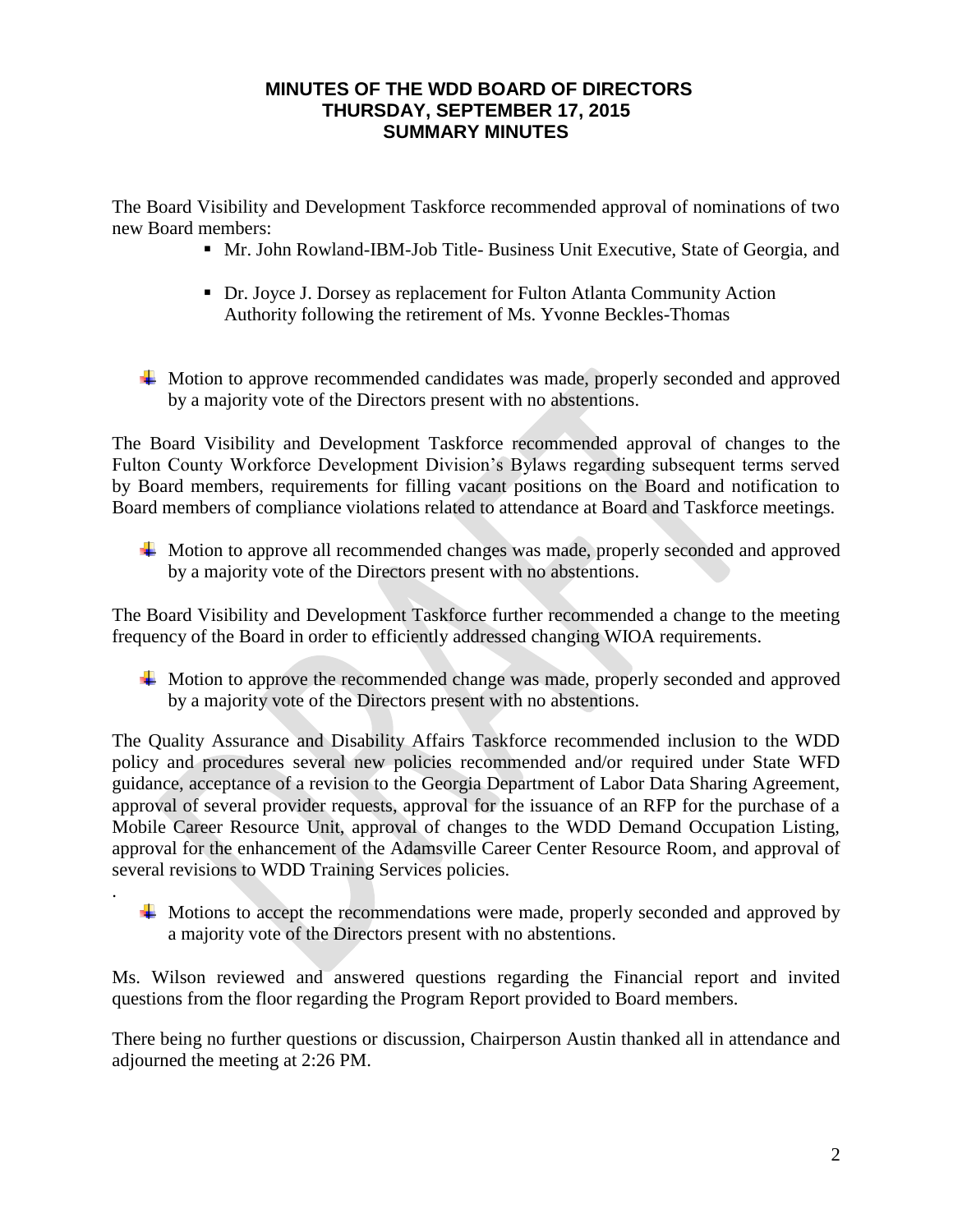**MINUTES OF THE WDD BOARD OF DIRECTORS**
**THURSDAY, SEPTEMBER 17, 2015**
**SUMMARY MINUTES**

The Board Visibility and Development Taskforce recommended approval of nominations of two new Board members:

- Mr. John Rowland-IBM-Job Title- Business Unit Executive, State of Georgia, and
- Dr. Joyce J. Dorsey as replacement for Fulton Atlanta Community Action Authority following the retirement of Ms. Yvonne Beckles-Thomas

- Motion to approve recommended candidates was made, properly seconded and approved by a majority vote of the Directors present with no abstentions.

The Board Visibility and Development Taskforce recommended approval of changes to the Fulton County Workforce Development Division's Bylaws regarding subsequent terms served by Board members, requirements for filling vacant positions on the Board and notification to Board members of compliance violations related to attendance at Board and Taskforce meetings.

- Motion to approve all recommended changes was made, properly seconded and approved by a majority vote of the Directors present with no abstentions.

The Board Visibility and Development Taskforce further recommended a change to the meeting frequency of the Board in order to efficiently addressed changing WIOA requirements.

- Motion to approve the recommended change was made, properly seconded and approved by a majority vote of the Directors present with no abstentions.

The Quality Assurance and Disability Affairs Taskforce recommended inclusion to the WDD policy and procedures several new policies recommended and/or required under State WFD guidance, acceptance of a revision to the Georgia Department of Labor Data Sharing Agreement, approval of several provider requests, approval for the issuance of an RFP for the purchase of a Mobile Career Resource Unit, approval of changes to the WDD Demand Occupation Listing, approval for the enhancement of the Adamsville Career Center Resource Room, and approval of several revisions to WDD Training Services policies.

.

- Motions to accept the recommendations were made, properly seconded and approved by a majority vote of the Directors present with no abstentions.

Ms. Wilson reviewed and answered questions regarding the Financial report and invited questions from the floor regarding the Program Report provided to Board members.

There being no further questions or discussion, Chairperson Austin thanked all in attendance and adjourned the meeting at 2:26 PM.